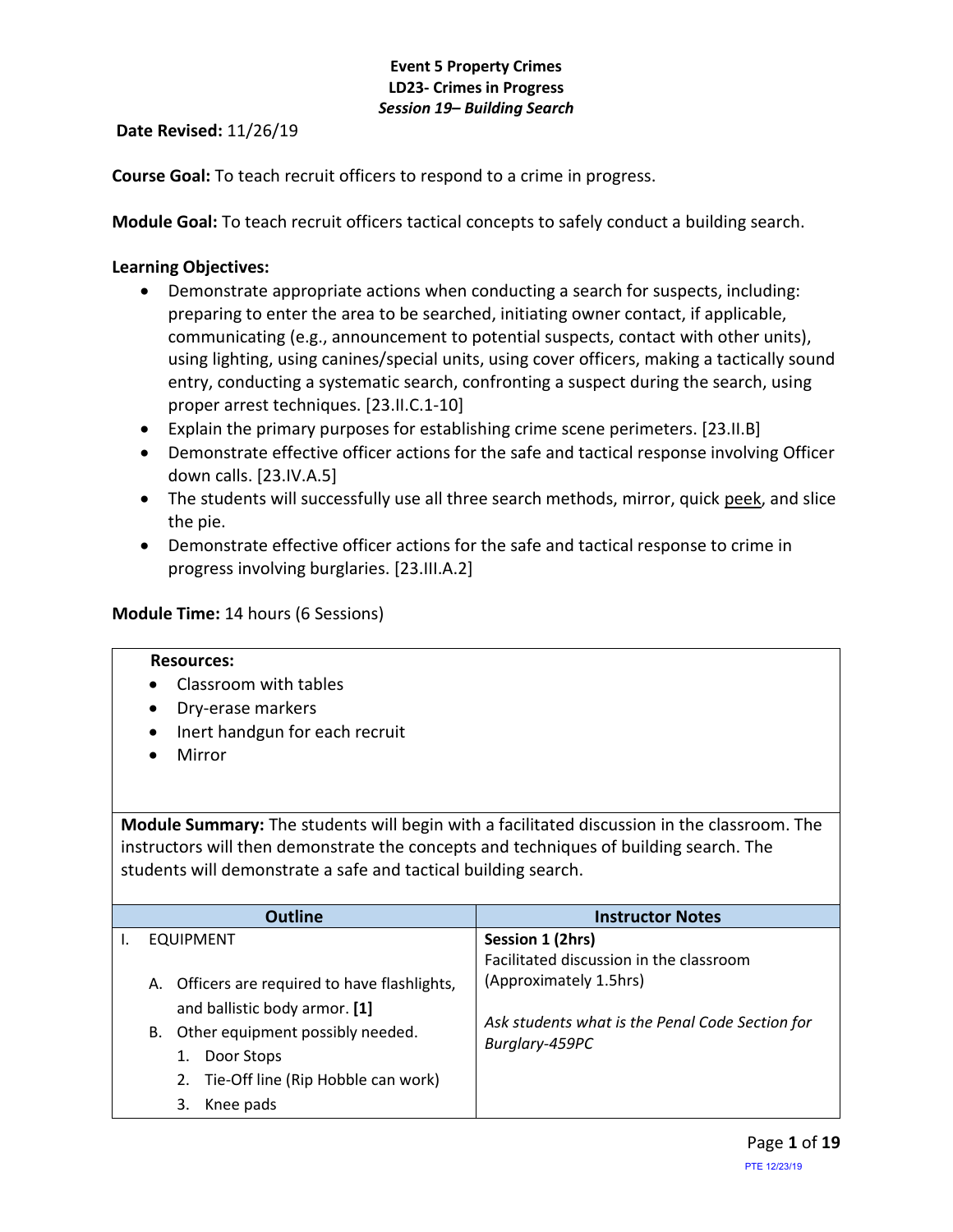**Event 5 Property Crimes**
**LD23- Crimes in Progress**
***Session 19– Building Search***

**Date Revised:** 11/26/19

**Course Goal:** To teach recruit officers to respond to a crime in progress.

**Module Goal:** To teach recruit officers tactical concepts to safely conduct a building search.

**Learning Objectives:**

- Demonstrate appropriate actions when conducting a search for suspects, including: preparing to enter the area to be searched, initiating owner contact, if applicable, communicating (e.g., announcement to potential suspects, contact with other units), using lighting, using canines/special units, using cover officers, making a tactically sound entry, conducting a systematic search, confronting a suspect during the search, using proper arrest techniques. [23.II.C.1-10]
- Explain the primary purposes for establishing crime scene perimeters. [23.II.B]
- Demonstrate effective officer actions for the safe and tactical response involving Officer down calls. [23.IV.A.5]
- The students will successfully use all three search methods, mirror, quick peek, and slice the pie.
- Demonstrate effective officer actions for the safe and tactical response to crime in progress involving burglaries. [23.III.A.2]

**Module Time:** 14 hours (6 Sessions)

**Resources:**

- Classroom with tables
- Dry-erase markers
- Inert handgun for each recruit
- Mirror

**Module Summary:** The students will begin with a facilitated discussion in the classroom. The instructors will then demonstrate the concepts and techniques of building search. The students will demonstrate a safe and tactical building search.

| Outline | Instructor Notes |
| --- | --- |
| I. EQUIPMENT<br><br>A. Officers are required to have flashlights, and ballistic body armor. **[1]**<br>B. Other equipment possibly needed.<br>1. Door Stops<br>2. Tie-Off line (Rip Hobble can work)<br>3. Knee pads | **Session 1 (2hrs)**<br>Facilitated discussion in the classroom (Approximately 1.5hrs)<br><br>*Ask students what is the Penal Code Section for Burglary-459PC* |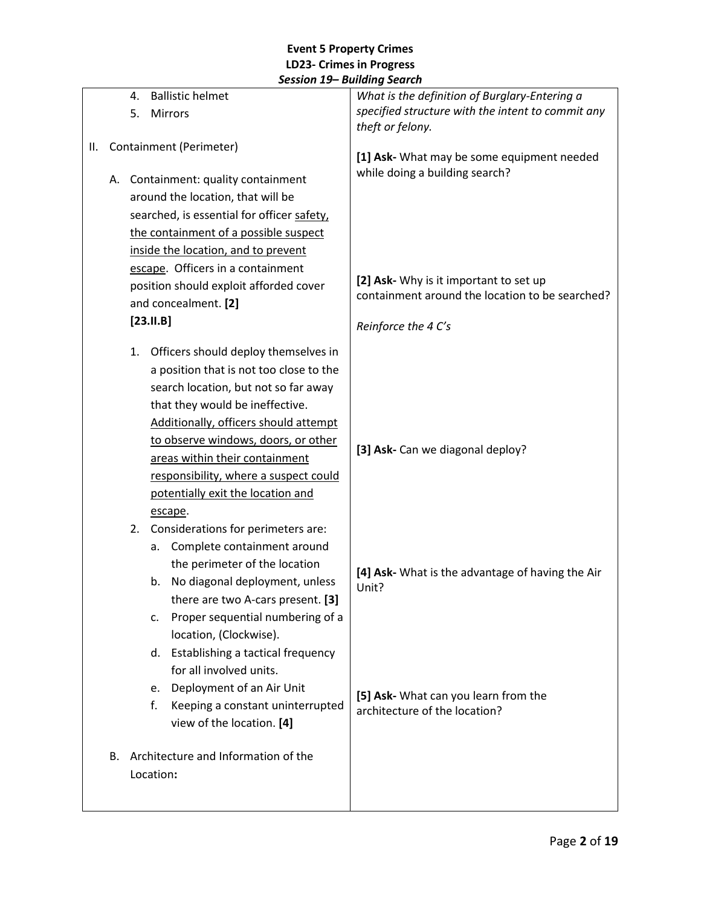| | |
|---|---|
| 4. Ballistic helmet<br>5. Mirrors<br><br>II. Containment (Perimeter)<br><br>A. Containment: quality containment around the location, that will be searched, is essential for officer <u>safety, the containment of a possible suspect inside the location, and to prevent escape</u>. Officers in a containment position should exploit afforded cover and concealment. **[2]**<br>**[23.II.B]**<br><br>1. Officers should deploy themselves in a position that is not too close to the search location, but not so far away that they would be ineffective. <u>Additionally, officers should attempt to observe windows, doors, or other areas within their containment responsibility, where a suspect could potentially exit the location and escape</u>.<br>2. Considerations for perimeters are:<br>a. Complete containment around the perimeter of the location<br>b. No diagonal deployment, unless there are two A-cars present. **[3]**<br>c. Proper sequential numbering of a location, (Clockwise).<br>d. Establishing a tactical frequency for all involved units.<br>e. Deployment of an Air Unit<br>f. Keeping a constant uninterrupted view of the location. **[4]**<br><br>B. Architecture and Information of the Location**:** | *What is the definition of Burglary-Entering a specified structure with the intent to commit any theft or felony.*<br><br>**[1] Ask-** What may be some equipment needed while doing a building search?<br><br>**[2] Ask-** Why is it important to set up containment around the location to be searched?<br><br>*Reinforce the 4 C's*<br><br>**[3] Ask-** Can we diagonal deploy?<br><br>**[4] Ask-** What is the advantage of having the Air Unit?<br><br>**[5] Ask-** What can you learn from the architecture of the location? |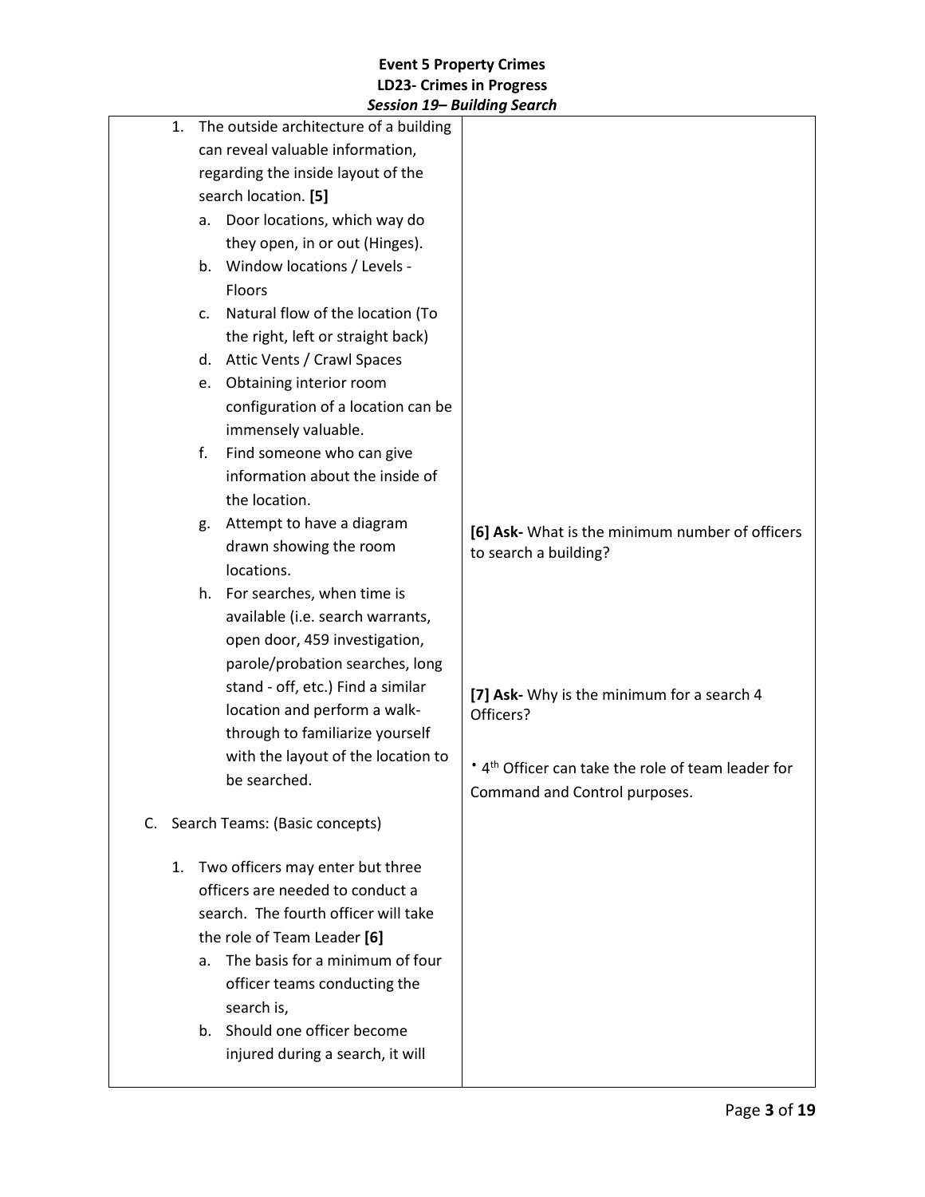| | |
|---|---|
| 1. The outside architecture of a building can reveal valuable information, regarding the inside layout of the search location. **[5]**<br>a. Door locations, which way do they open, in or out (Hinges).<br>b. Window locations / Levels - Floors<br>c. Natural flow of the location (To the right, left or straight back)<br>d. Attic Vents / Crawl Spaces<br>e. Obtaining interior room configuration of a location can be immensely valuable.<br>f. Find someone who can give information about the inside of the location.<br>g. Attempt to have a diagram drawn showing the room locations.<br>h. For searches, when time is available (i.e. search warrants, open door, 459 investigation, parole/probation searches, long stand - off, etc.) Find a similar location and perform a walk-through to familiarize yourself with the layout of the location to be searched.<br><br>C. Search Teams: (Basic concepts)<br><br>1. Two officers may enter but three officers are needed to conduct a search. The fourth officer will take the role of Team Leader **[6]**<br>a. The basis for a minimum of four officer teams conducting the search is,<br>b. Should one officer become injured during a search, it will | **[6] Ask-** What is the minimum number of officers to search a building?<br><br>**[7] Ask-** Why is the minimum for a search 4 Officers?<br><br>• 4th Officer can take the role of team leader for Command and Control purposes. |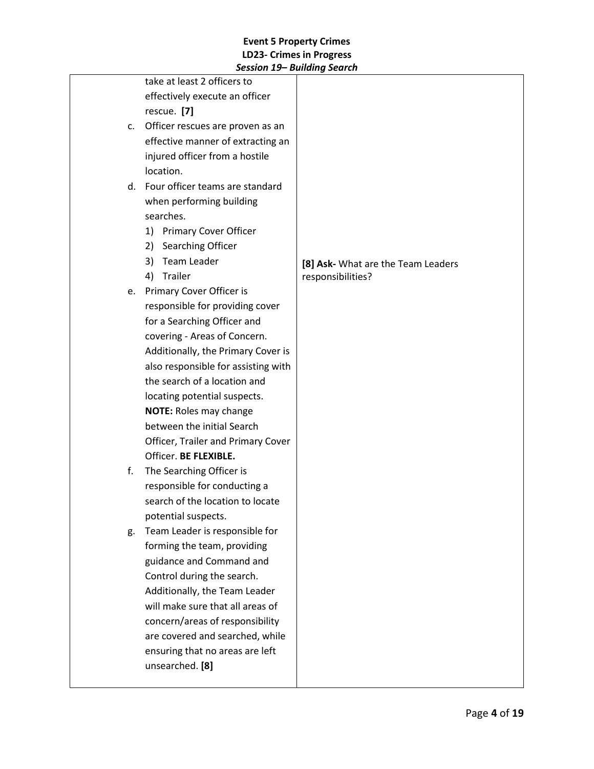| | |
|---|---|
| take at least 2 officers to effectively execute an officer rescue. **[7]**<br>c. Officer rescues are proven as an effective manner of extracting an injured officer from a hostile location.<br>d. Four officer teams are standard when performing building searches.<br>1) Primary Cover Officer<br>2) Searching Officer<br>3) Team Leader<br>4) Trailer<br>e. Primary Cover Officer is responsible for providing cover for a Searching Officer and covering - Areas of Concern. Additionally, the Primary Cover is also responsible for assisting with the search of a location and locating potential suspects. **NOTE:** Roles may change between the initial Search Officer, Trailer and Primary Cover Officer. **BE FLEXIBLE.**<br>f. The Searching Officer is responsible for conducting a search of the location to locate potential suspects.<br>g. Team Leader is responsible for forming the team, providing guidance and Command and Control during the search. Additionally, the Team Leader will make sure that all areas of concern/areas of responsibility are covered and searched, while ensuring that no areas are left unsearched. **[8]** | **[8] Ask-** What are the Team Leaders responsibilities? |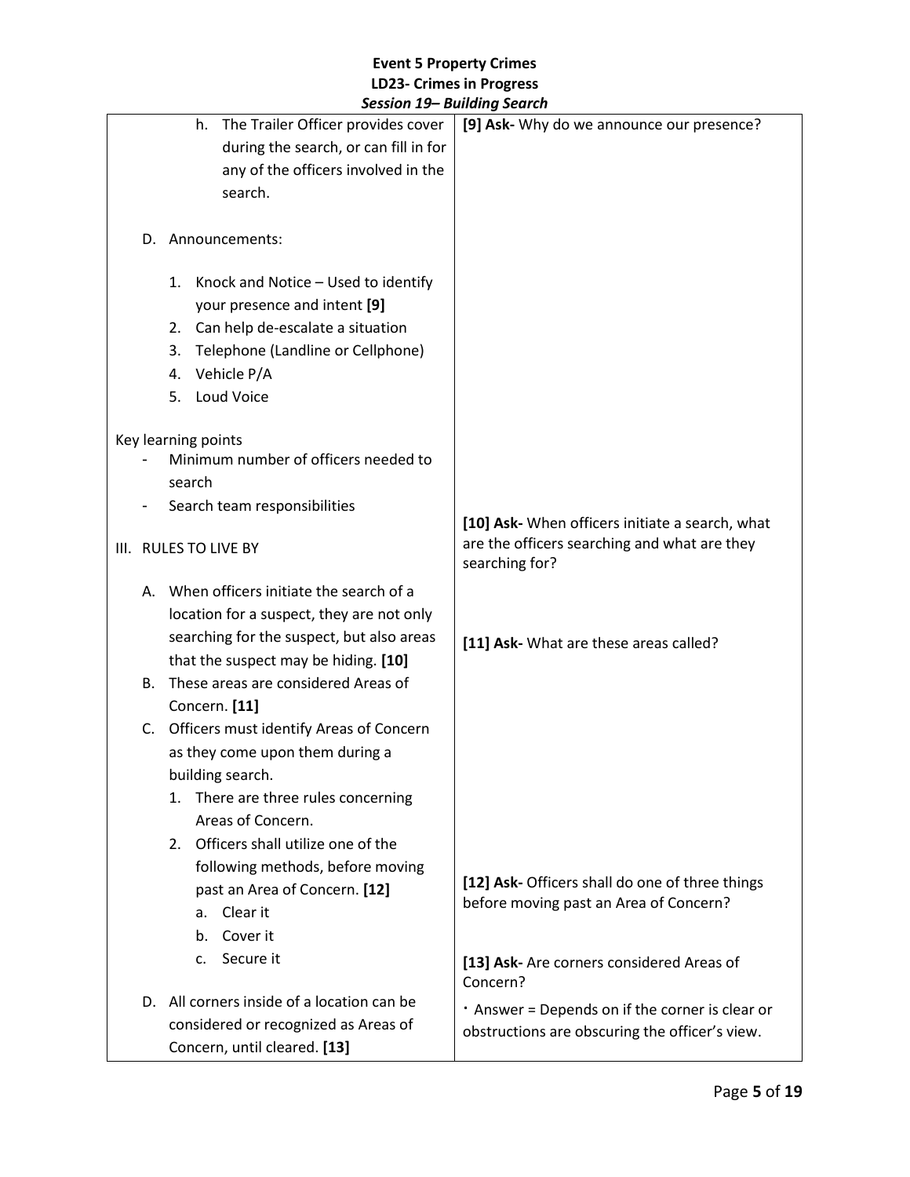| | |
|---|---|
| h. The Trailer Officer provides cover during the search, or can fill in for any of the officers involved in the search.<br><br>D. Announcements:<br><br>1. Knock and Notice – Used to identify your presence and intent **[9]**<br>2. Can help de-escalate a situation<br>3. Telephone (Landline or Cellphone)<br>4. Vehicle P/A<br>5. Loud Voice<br><br>Key learning points<br>- Minimum number of officers needed to search<br>- Search team responsibilities<br><br>III. RULES TO LIVE BY<br><br>A. When officers initiate the search of a location for a suspect, they are not only searching for the suspect, but also areas that the suspect may be hiding. **[10]**<br>B. These areas are considered Areas of Concern. **[11]**<br>C. Officers must identify Areas of Concern as they come upon them during a building search.<br>1. There are three rules concerning Areas of Concern.<br>2. Officers shall utilize one of the following methods, before moving past an Area of Concern. **[12]**<br>a. Clear it<br>b. Cover it<br>c. Secure it<br><br>D. All corners inside of a location can be considered or recognized as Areas of Concern, until cleared. **[13]** | **[9] Ask-** Why do we announce our presence?<br><br>**[10] Ask-** When officers initiate a search, what are the officers searching and what are they searching for?<br><br>**[11] Ask-** What are these areas called?<br><br>**[12] Ask-** Officers shall do one of three things before moving past an Area of Concern?<br><br>**[13] Ask-** Are corners considered Areas of Concern?<br>• Answer = Depends on if the corner is clear or obstructions are obscuring the officer's view. |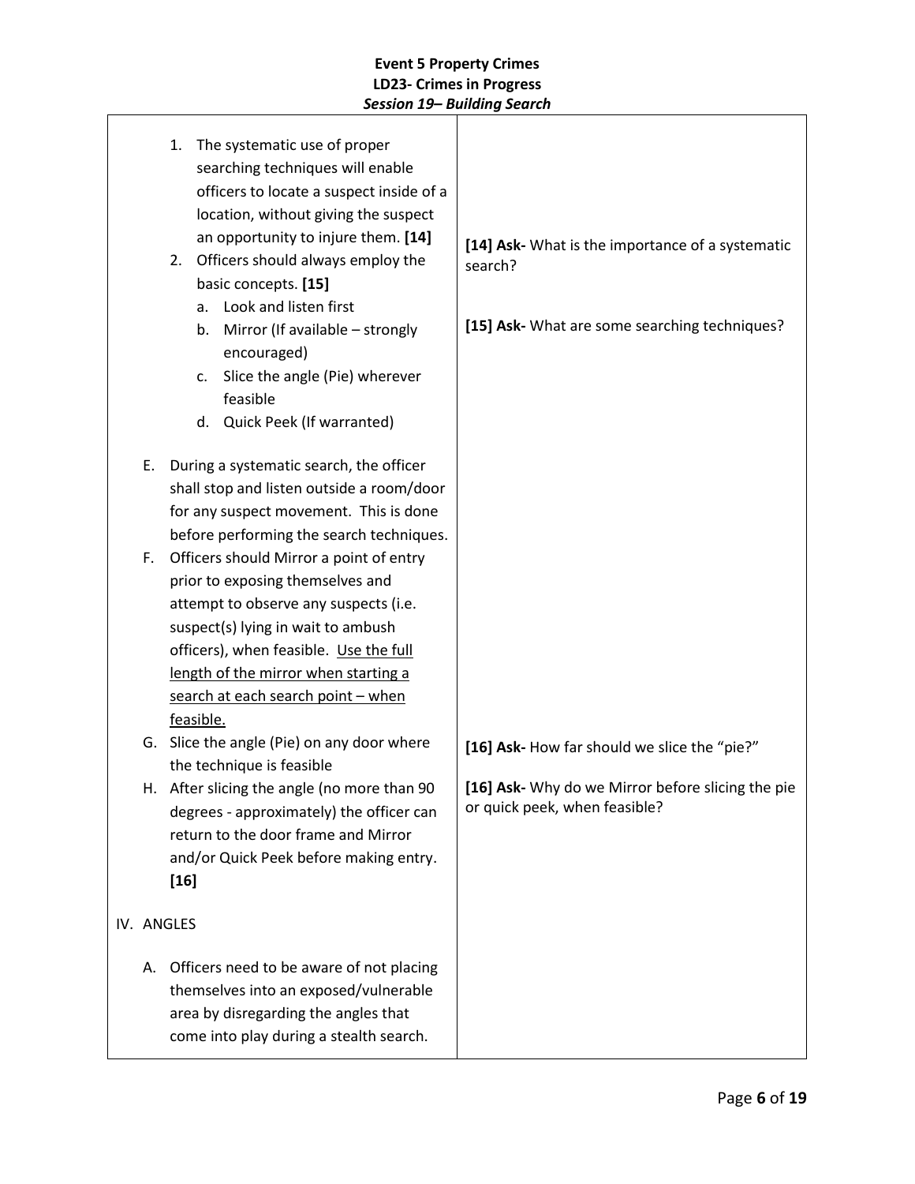| | |
|---|---|
| 1. The systematic use of proper searching techniques will enable officers to locate a suspect inside of a location, without giving the suspect an opportunity to injure them. **[14]** | **[14] Ask-** What is the importance of a systematic search? |
| 2. Officers should always employ the basic concepts. **[15]**<br>a. Look and listen first<br>b. Mirror (If available – strongly encouraged)<br>c. Slice the angle (Pie) wherever feasible<br>d. Quick Peek (If warranted) | **[15] Ask-** What are some searching techniques? |
| E. During a systematic search, the officer shall stop and listen outside a room/door for any suspect movement. This is done before performing the search techniques. | |
| F. Officers should Mirror a point of entry prior to exposing themselves and attempt to observe any suspects (i.e. suspect(s) lying in wait to ambush officers), when feasible. <u>Use the full length of the mirror when starting a search at each search point – when feasible.</u> | |
| G. Slice the angle (Pie) on any door where the technique is feasible | **[16] Ask-** How far should we slice the "pie?" |
| H. After slicing the angle (no more than 90 degrees - approximately) the officer can return to the door frame and Mirror and/or Quick Peek before making entry. **[16]** | **[16] Ask-** Why do we Mirror before slicing the pie or quick peek, when feasible? |
| IV. ANGLES | |
| A. Officers need to be aware of not placing themselves into an exposed/vulnerable area by disregarding the angles that come into play during a stealth search. | |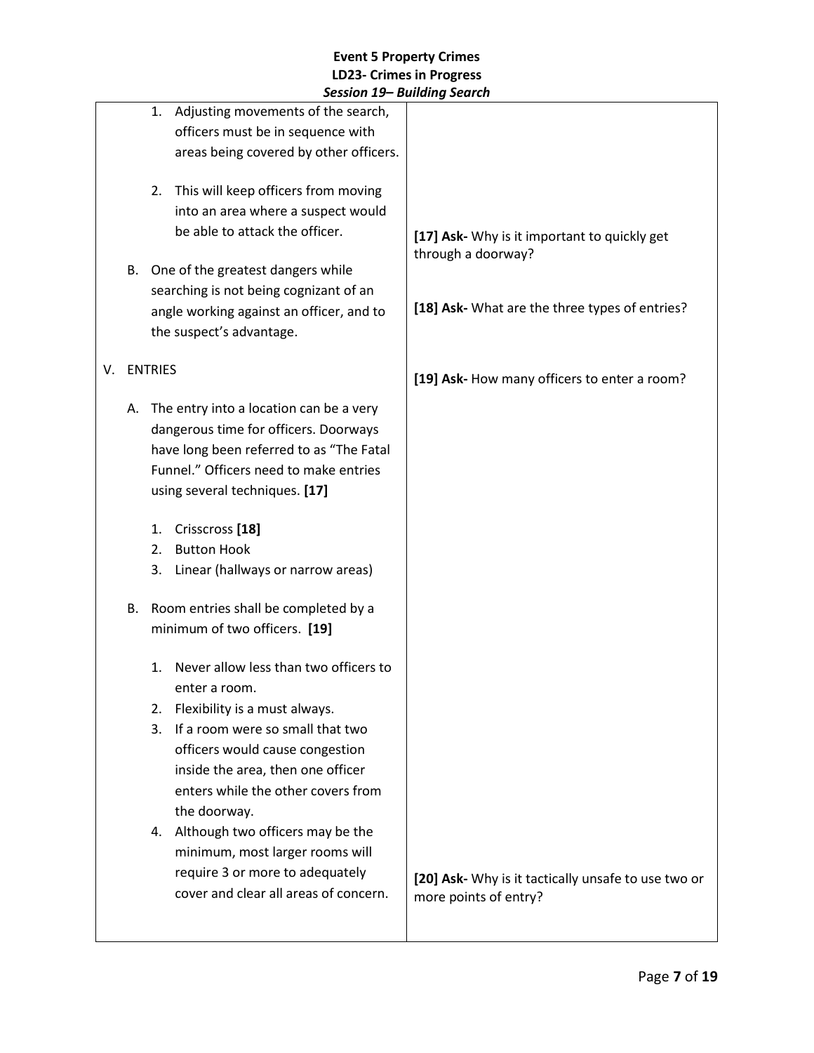| | |
|---|---|
| 1. Adjusting movements of the search, officers must be in sequence with areas being covered by other officers.<br><br>2. This will keep officers from moving into an area where a suspect would be able to attack the officer.<br><br>B. One of the greatest dangers while searching is not being cognizant of an angle working against an officer, and to the suspect's advantage.<br><br>V. ENTRIES<br><br>A. The entry into a location can be a very dangerous time for officers. Doorways have long been referred to as "The Fatal Funnel." Officers need to make entries using several techniques. **[17]**<br><br>1. Crisscross **[18]**<br>2. Button Hook<br>3. Linear (hallways or narrow areas)<br><br>B. Room entries shall be completed by a minimum of two officers. **[19]**<br><br>1. Never allow less than two officers to enter a room.<br>2. Flexibility is a must always.<br>3. If a room were so small that two officers would cause congestion inside the area, then one officer enters while the other covers from the doorway.<br>4. Although two officers may be the minimum, most larger rooms will require 3 or more to adequately cover and clear all areas of concern. | **[17] Ask-** Why is it important to quickly get through a doorway?<br><br>**[18] Ask-** What are the three types of entries?<br><br>**[19] Ask-** How many officers to enter a room?<br><br>**[20] Ask-** Why is it tactically unsafe to use two or more points of entry? |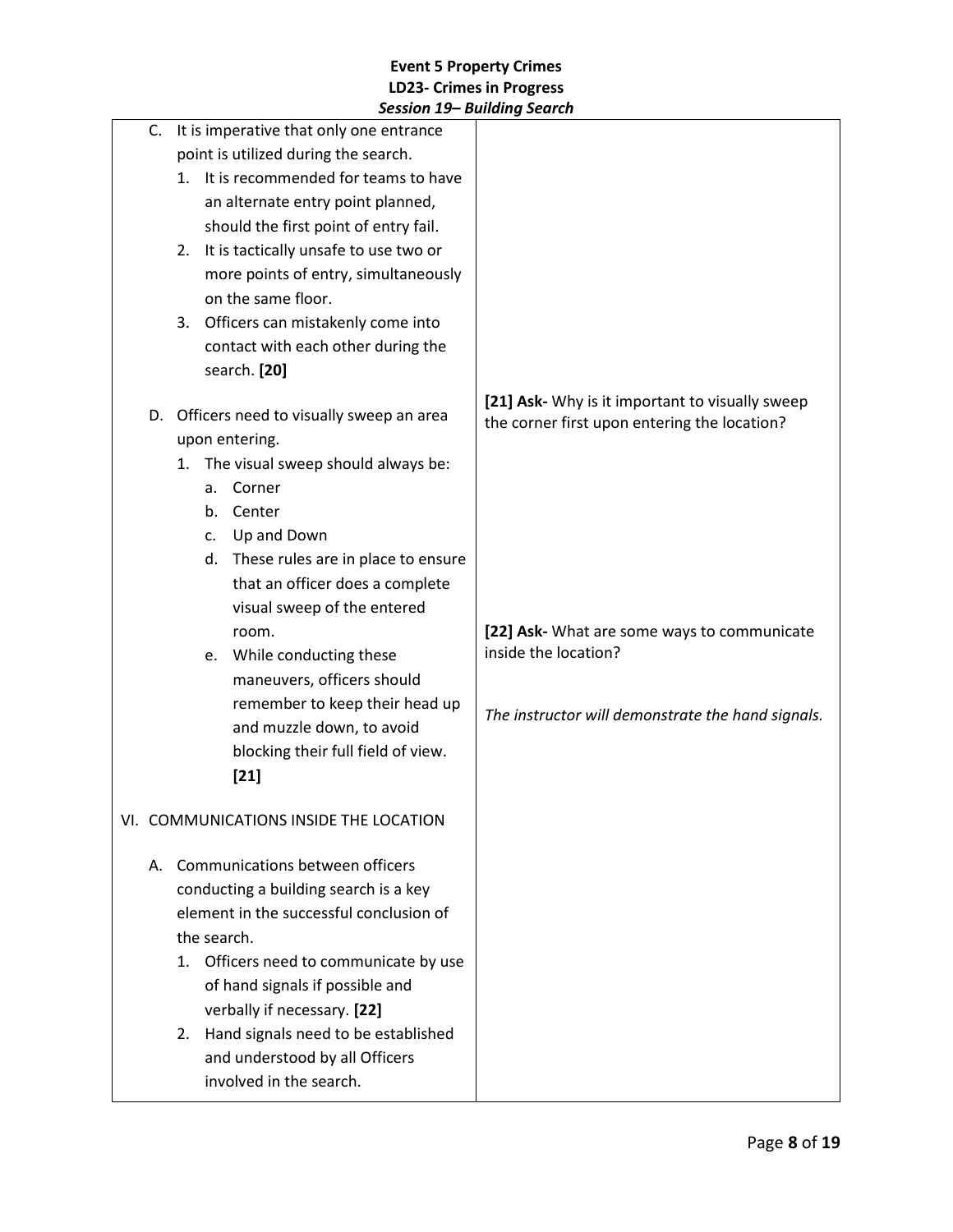| | |
|---|---|
| C. It is imperative that only one entrance point is utilized during the search.<br>1. It is recommended for teams to have an alternate entry point planned, should the first point of entry fail.<br>2. It is tactically unsafe to use two or more points of entry, simultaneously on the same floor.<br>3. Officers can mistakenly come into contact with each other during the search. **[20]** | |
| D. Officers need to visually sweep an area upon entering.<br>1. The visual sweep should always be:<br>a. Corner<br>b. Center<br>c. Up and Down<br>d. These rules are in place to ensure that an officer does a complete visual sweep of the entered room.<br>e. While conducting these maneuvers, officers should remember to keep their head up and muzzle down, to avoid blocking their full field of view. **[21]** | **[21] Ask-** Why is it important to visually sweep the corner first upon entering the location?<br><br>**[22] Ask-** What are some ways to communicate inside the location?<br><br>*The instructor will demonstrate the hand signals.* |
| VI. COMMUNICATIONS INSIDE THE LOCATION<br><br>A. Communications between officers conducting a building search is a key element in the successful conclusion of the search.<br>1. Officers need to communicate by use of hand signals if possible and verbally if necessary. **[22]**<br>2. Hand signals need to be established and understood by all Officers involved in the search. | |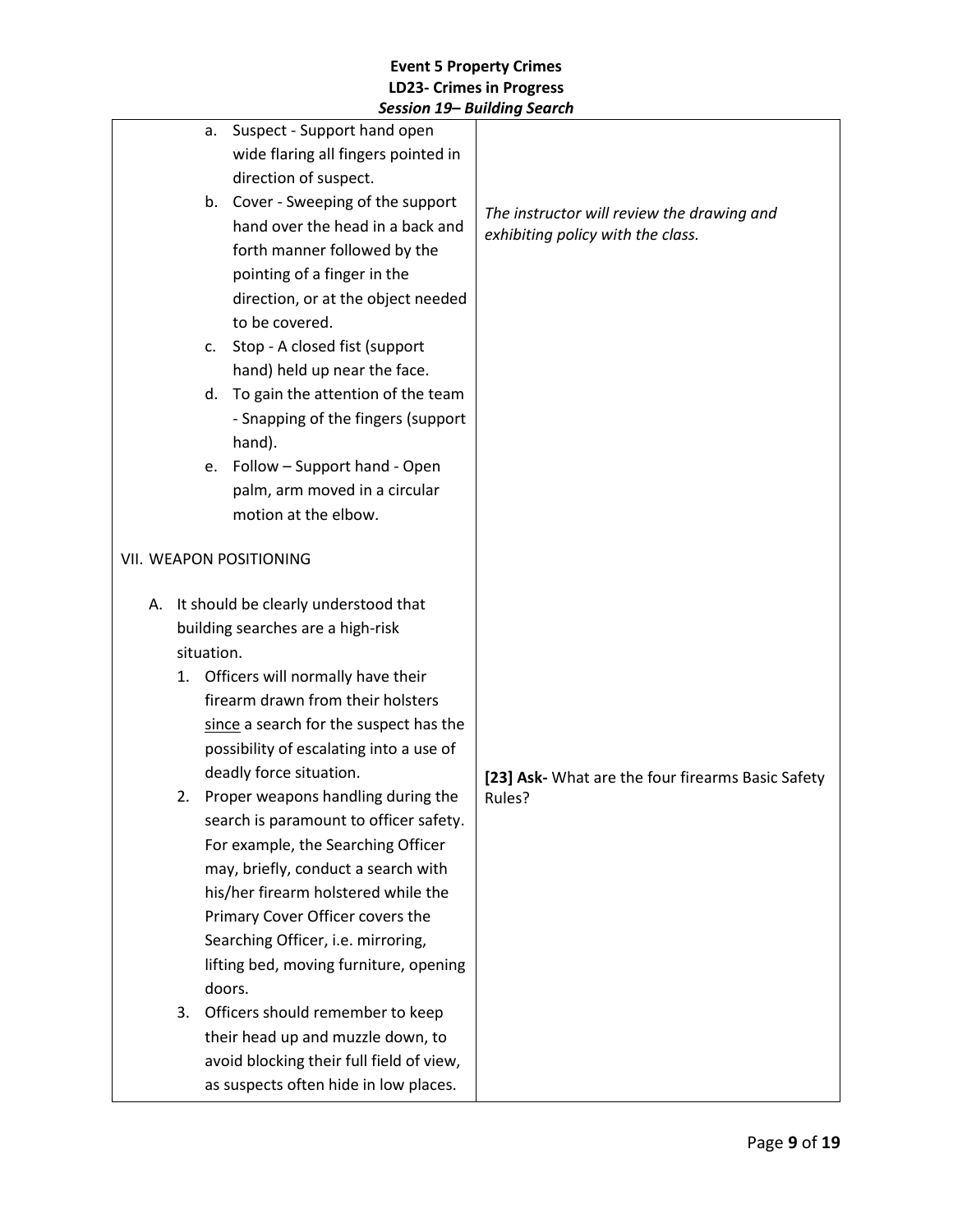| | |
|---|---|
| a. Suspect - Support hand open wide flaring all fingers pointed in direction of suspect.<br>b. Cover - Sweeping of the support hand over the head in a back and forth manner followed by the pointing of a finger in the direction, or at the object needed to be covered.<br>c. Stop - A closed fist (support hand) held up near the face.<br>d. To gain the attention of the team - Snapping of the fingers (support hand).<br>e. Follow – Support hand - Open palm, arm moved in a circular motion at the elbow. | *The instructor will review the drawing and exhibiting policy with the class.* |
| VII. WEAPON POSITIONING<br><br>A. It should be clearly understood that building searches are a high-risk situation.<br>1. Officers will normally have their firearm drawn from their holsters <u>since</u> a search for the suspect has the possibility of escalating into a use of deadly force situation.<br>2. Proper weapons handling during the search is paramount to officer safety. For example, the Searching Officer may, briefly, conduct a search with his/her firearm holstered while the Primary Cover Officer covers the Searching Officer, i.e. mirroring, lifting bed, moving furniture, opening doors.<br>3. Officers should remember to keep their head up and muzzle down, to avoid blocking their full field of view, as suspects often hide in low places. | **[23] Ask-** What are the four firearms Basic Safety Rules? |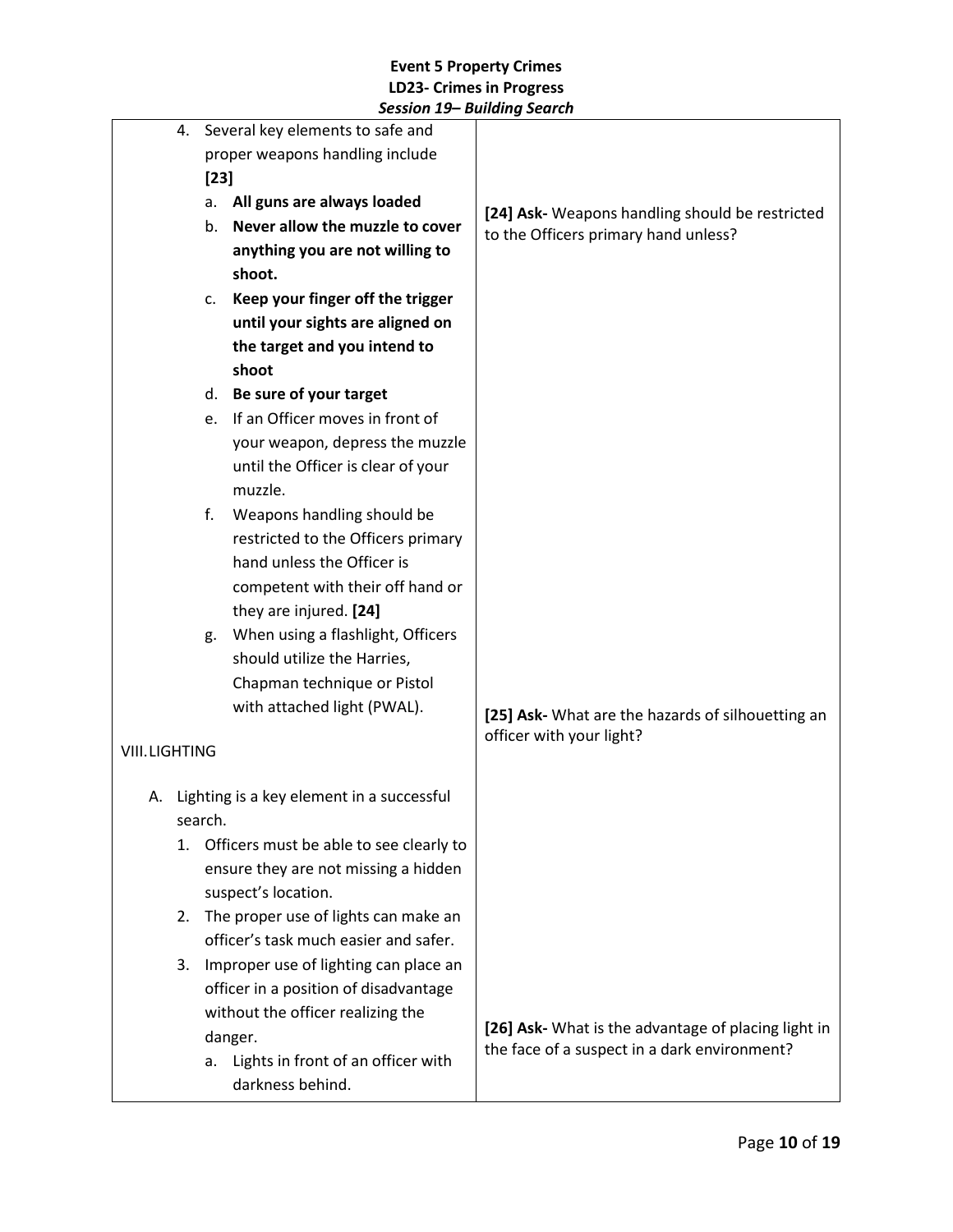| | |
|---|---|
| 4. Several key elements to safe and proper weapons handling include **[23]**<br>a. **All guns are always loaded**<br>b. **Never allow the muzzle to cover anything you are not willing to shoot.**<br>c. **Keep your finger off the trigger until your sights are aligned on the target and you intend to shoot**<br>d. **Be sure of your target**<br>e. If an Officer moves in front of your weapon, depress the muzzle until the Officer is clear of your muzzle.<br>f. Weapons handling should be restricted to the Officers primary hand unless the Officer is competent with their off hand or they are injured. **[24]**<br>g. When using a flashlight, Officers should utilize the Harries, Chapman technique or Pistol with attached light (PWAL). | **[24] Ask-** Weapons handling should be restricted to the Officers primary hand unless? |
| VIII. LIGHTING<br><br>A. Lighting is a key element in a successful search.<br>1. Officers must be able to see clearly to ensure they are not missing a hidden suspect's location.<br>2. The proper use of lights can make an officer's task much easier and safer.<br>3. Improper use of lighting can place an officer in a position of disadvantage without the officer realizing the danger.<br>a. Lights in front of an officer with darkness behind. | **[25] Ask-** What are the hazards of silhouetting an officer with your light?<br><br>**[26] Ask-** What is the advantage of placing light in the face of a suspect in a dark environment? |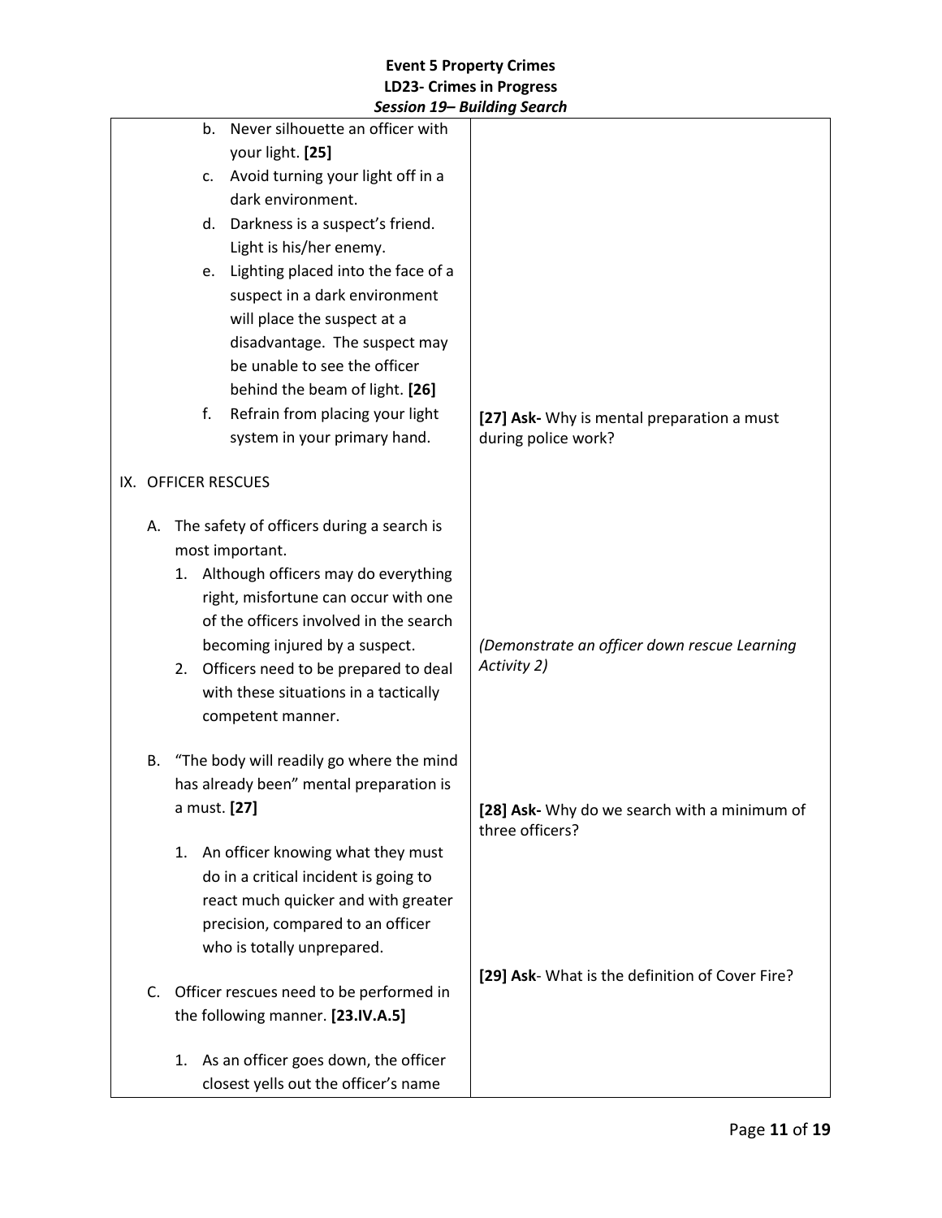| | |
|---|---|
| b. Never silhouette an officer with your light. **[25]**<br>c. Avoid turning your light off in a dark environment.<br>d. Darkness is a suspect's friend. Light is his/her enemy.<br>e. Lighting placed into the face of a suspect in a dark environment will place the suspect at a disadvantage. The suspect may be unable to see the officer behind the beam of light. **[26]**<br>f. Refrain from placing your light system in your primary hand. | **[27] Ask-** Why is mental preparation a must during police work? |
| IX. OFFICER RESCUES | |
| A. The safety of officers during a search is most important.<br>1. Although officers may do everything right, misfortune can occur with one of the officers involved in the search becoming injured by a suspect.<br>2. Officers need to be prepared to deal with these situations in a tactically competent manner. | *(Demonstrate an officer down rescue Learning Activity 2)* |
| B. "The body will readily go where the mind has already been" mental preparation is a must. **[27]**<br>1. An officer knowing what they must do in a critical incident is going to react much quicker and with greater precision, compared to an officer who is totally unprepared. | **[28] Ask-** Why do we search with a minimum of three officers? |
| C. Officer rescues need to be performed in the following manner. **[23.IV.A.5]**<br>1. As an officer goes down, the officer closest yells out the officer's name | **[29] Ask**- What is the definition of Cover Fire? |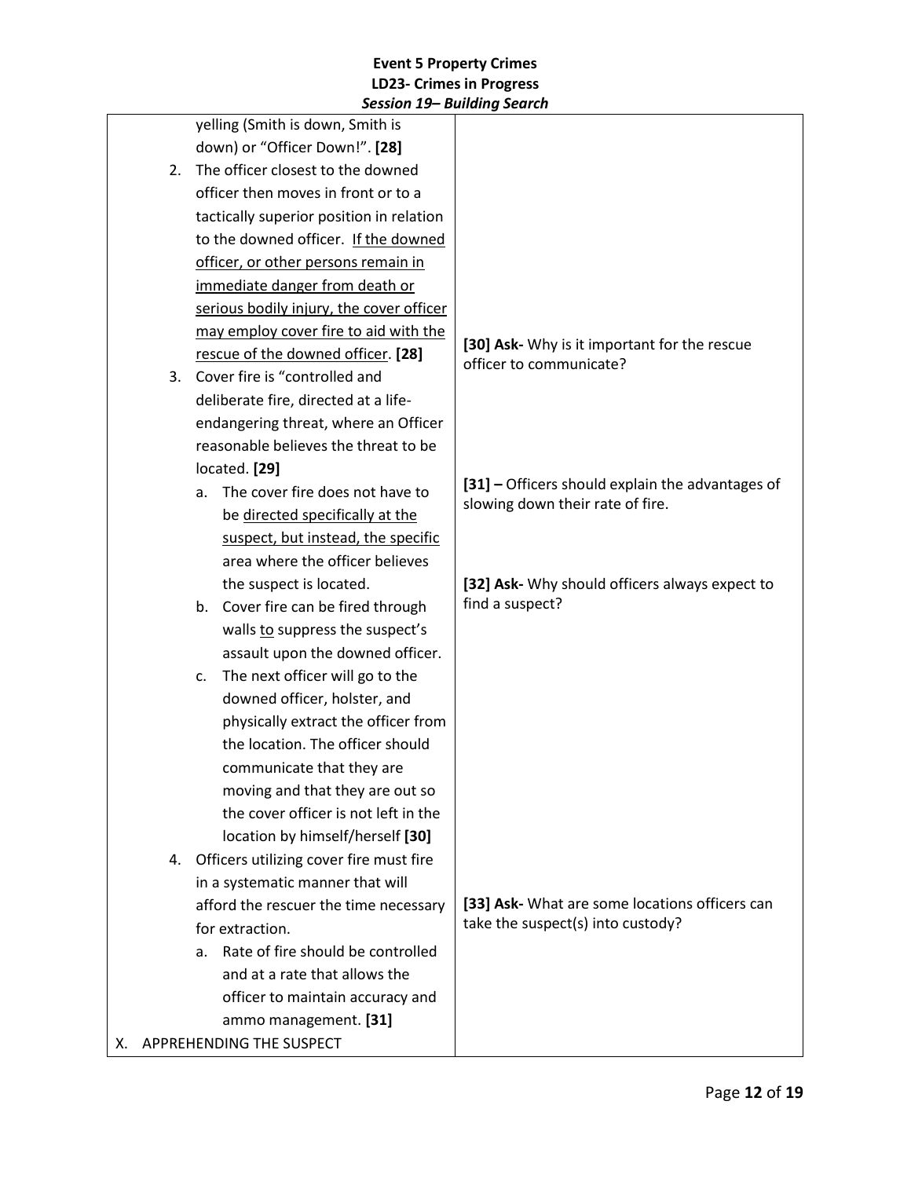| | |
|---|---|
| yelling (Smith is down, Smith is down) or "Officer Down!". **[28]**<br>2. The officer closest to the downed officer then moves in front or to a tactically superior position in relation to the downed officer. <u>If the downed officer, or other persons remain in immediate danger from death or serious bodily injury, the cover officer may employ cover fire to aid with the rescue of the downed officer</u>. **[28]**<br>3. Cover fire is "controlled and deliberate fire, directed at a life-endangering threat, where an Officer reasonable believes the threat to be located. **[29]**<br>&nbsp;&nbsp;&nbsp;a. The cover fire does not have to be <u>directed specifically at the suspect, but instead, the specific</u> area where the officer believes the suspect is located.<br>&nbsp;&nbsp;&nbsp;b. Cover fire can be fired through walls <u>to</u> suppress the suspect's assault upon the downed officer.<br>&nbsp;&nbsp;&nbsp;c. The next officer will go to the downed officer, holster, and physically extract the officer from the location. The officer should communicate that they are moving and that they are out so the cover officer is not left in the location by himself/herself **[30]**<br>4. Officers utilizing cover fire must fire in a systematic manner that will afford the rescuer the time necessary for extraction.<br>&nbsp;&nbsp;&nbsp;a. Rate of fire should be controlled and at a rate that allows the officer to maintain accuracy and ammo management. **[31]**<br>X. APPREHENDING THE SUSPECT | **[30] Ask-** Why is it important for the rescue officer to communicate?<br><br>**[31] –** Officers should explain the advantages of slowing down their rate of fire.<br><br>**[32] Ask-** Why should officers always expect to find a suspect?<br><br>**[33] Ask-** What are some locations officers can take the suspect(s) into custody? |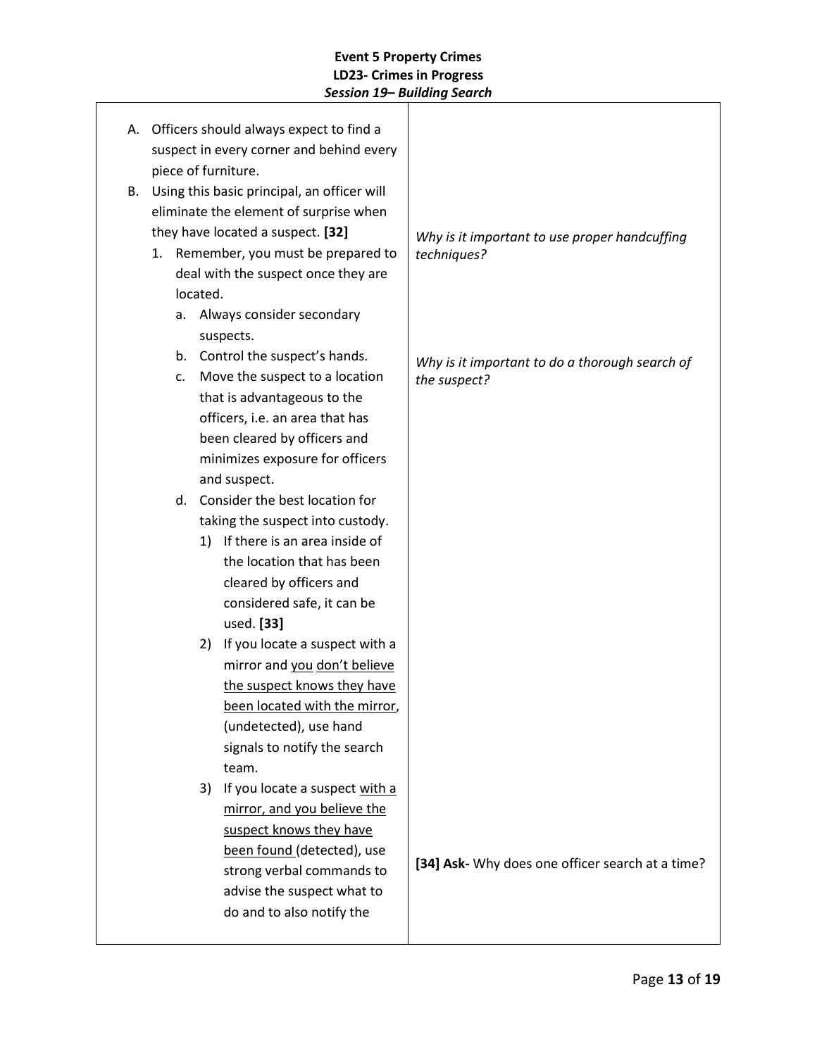| | |
|---|---|
| A. Officers should always expect to find a suspect in every corner and behind every piece of furniture. | |
| B. Using this basic principal, an officer will eliminate the element of surprise when they have located a suspect. **[32]**<br>1. Remember, you must be prepared to deal with the suspect once they are located. | *Why is it important to use proper handcuffing techniques?* |
| a. Always consider secondary suspects.<br>b. Control the suspect's hands.<br>c. Move the suspect to a location that is advantageous to the officers, i.e. an area that has been cleared by officers and minimizes exposure for officers and suspect. | *Why is it important to do a thorough search of the suspect?* |
| d. Consider the best location for taking the suspect into custody.<br>1) If there is an area inside of the location that has been cleared by officers and considered safe, it can be used. **[33]**<br>2) If you locate a suspect with a mirror and you don't believe the suspect knows they have been located with the mirror, (undetected), use hand signals to notify the search team. | |
| 3) If you locate a suspect with a mirror, and you believe the suspect knows they have been found (detected), use strong verbal commands to advise the suspect what to do and to also notify the | **[34] Ask-** Why does one officer search at a time? |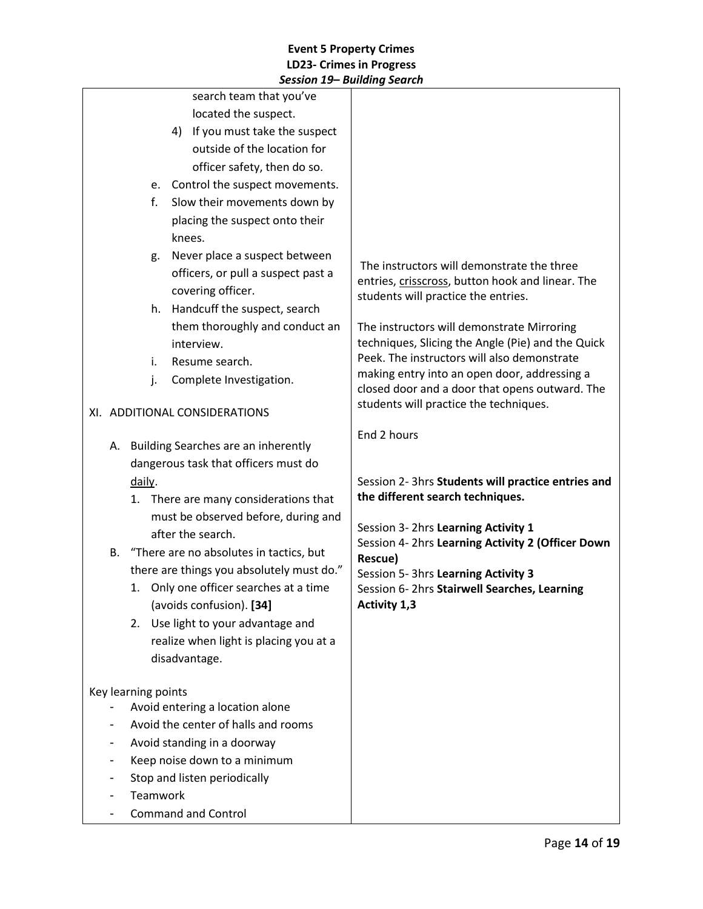| | |
|---|---|
| search team that you've located the suspect.<br>4) If you must take the suspect outside of the location for officer safety, then do so.<br>e. Control the suspect movements.<br>f. Slow their movements down by placing the suspect onto their knees.<br>g. Never place a suspect between officers, or pull a suspect past a covering officer.<br>h. Handcuff the suspect, search them thoroughly and conduct an interview.<br>i. Resume search.<br>j. Complete Investigation.<br><br>XI. ADDITIONAL CONSIDERATIONS<br><br>A. Building Searches are an inherently dangerous task that officers must do daily.<br>1. There are many considerations that must be observed before, during and after the search.<br>B. "There are no absolutes in tactics, but there are things you absolutely must do."<br>1. Only one officer searches at a time (avoids confusion). **[34]**<br>2. Use light to your advantage and realize when light is placing you at a disadvantage.<br><br>Key learning points<br>- Avoid entering a location alone<br>- Avoid the center of halls and rooms<br>- Avoid standing in a doorway<br>- Keep noise down to a minimum<br>- Stop and listen periodically<br>- Teamwork<br>- Command and Control | The instructors will demonstrate the three entries, crisscross, button hook and linear. The students will practice the entries.<br><br>The instructors will demonstrate Mirroring techniques, Slicing the Angle (Pie) and the Quick Peek. The instructors will also demonstrate making entry into an open door, addressing a closed door and a door that opens outward. The students will practice the techniques.<br><br>End 2 hours<br><br>Session 2- 3hrs **Students will practice entries and the different search techniques.**<br><br>Session 3- 2hrs **Learning Activity 1**<br>Session 4- 2hrs **Learning Activity 2 (Officer Down Rescue)**<br>Session 5- 3hrs **Learning Activity 3**<br>Session 6- 2hrs **Stairwell Searches, Learning Activity 1,3** |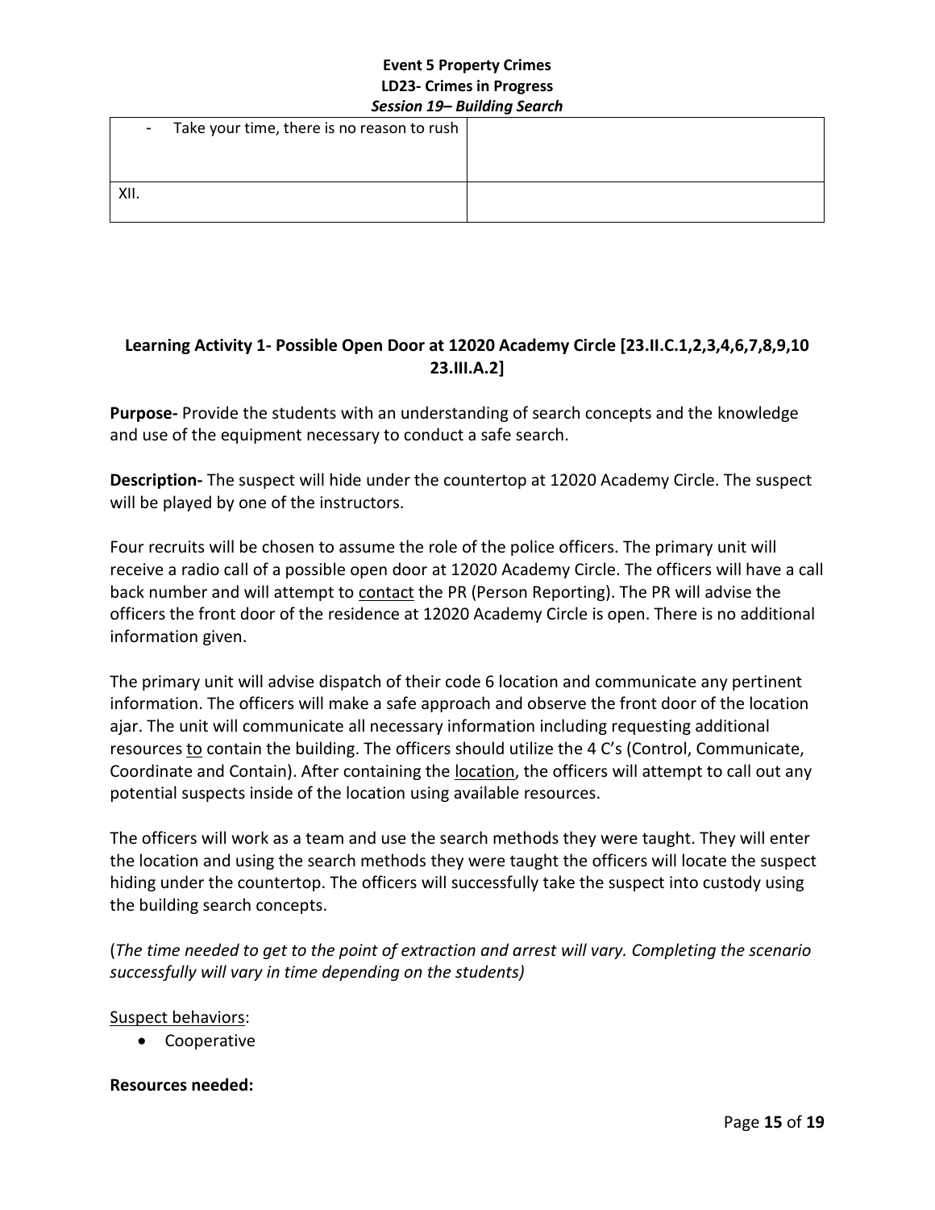| - Take your time, there is no reason to rush | |
|---|---|
| XII. | |

**Learning Activity 1- Possible Open Door at 12020 Academy Circle [23.II.C.1,2,3,4,6,7,8,9,10 23.III.A.2]**

**Purpose-** Provide the students with an understanding of search concepts and the knowledge and use of the equipment necessary to conduct a safe search.

**Description-** The suspect will hide under the countertop at 12020 Academy Circle. The suspect will be played by one of the instructors.

Four recruits will be chosen to assume the role of the police officers. The primary unit will receive a radio call of a possible open door at 12020 Academy Circle. The officers will have a call back number and will attempt to contact the PR (Person Reporting). The PR will advise the officers the front door of the residence at 12020 Academy Circle is open. There is no additional information given.

The primary unit will advise dispatch of their code 6 location and communicate any pertinent information. The officers will make a safe approach and observe the front door of the location ajar. The unit will communicate all necessary information including requesting additional resources to contain the building. The officers should utilize the 4 C's (Control, Communicate, Coordinate and Contain). After containing the location, the officers will attempt to call out any potential suspects inside of the location using available resources.

The officers will work as a team and use the search methods they were taught. They will enter the location and using the search methods they were taught the officers will locate the suspect hiding under the countertop. The officers will successfully take the suspect into custody using the building search concepts.

(*The time needed to get to the point of extraction and arrest will vary. Completing the scenario successfully will vary in time depending on the students)*

Suspect behaviors:

- Cooperative

**Resources needed:**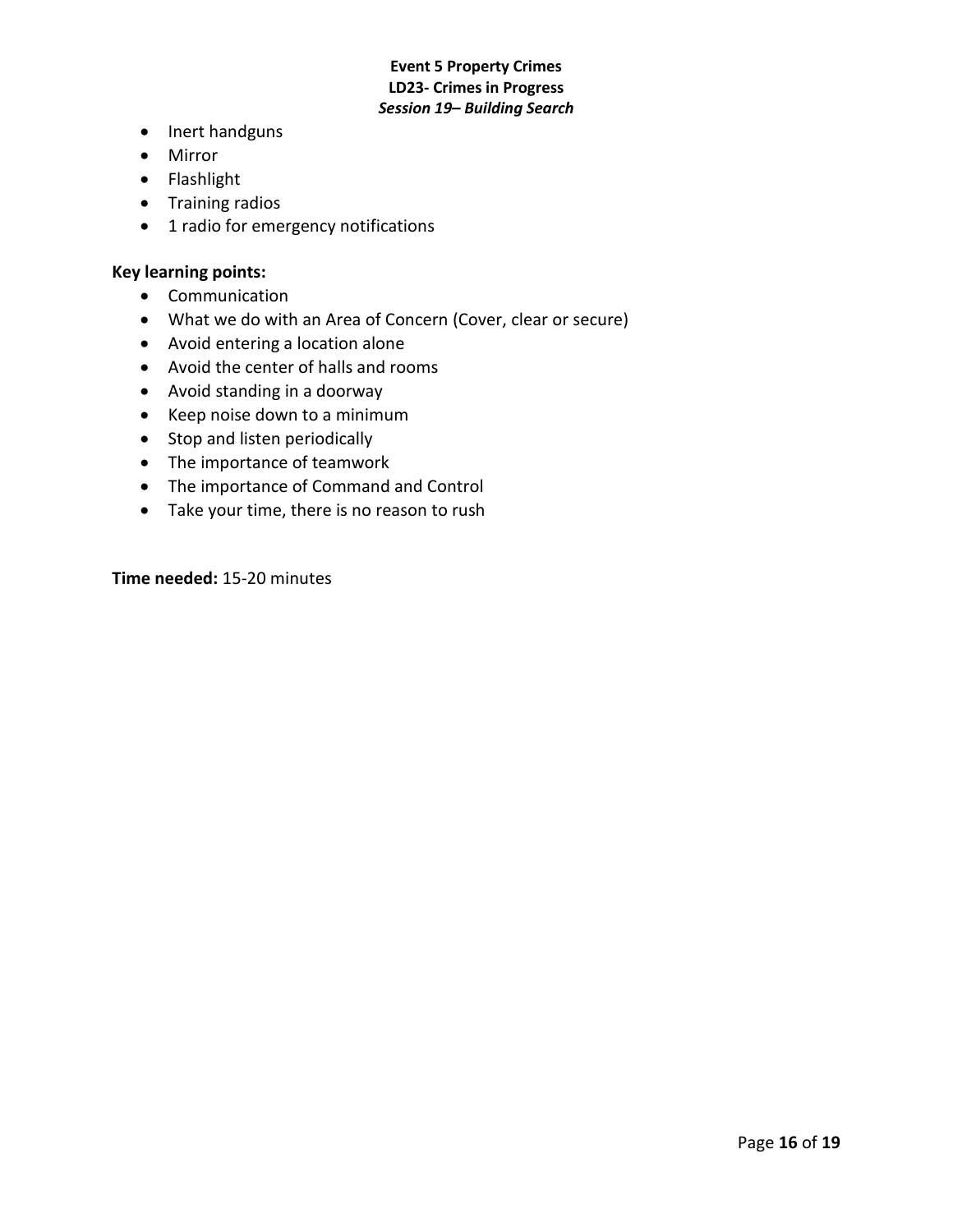- Inert handguns
- Mirror
- Flashlight
- Training radios
- 1 radio for emergency notifications

**Key learning points:**

- Communication
- What we do with an Area of Concern (Cover, clear or secure)
- Avoid entering a location alone
- Avoid the center of halls and rooms
- Avoid standing in a doorway
- Keep noise down to a minimum
- Stop and listen periodically
- The importance of teamwork
- The importance of Command and Control
- Take your time, there is no reason to rush

**Time needed:** 15-20 minutes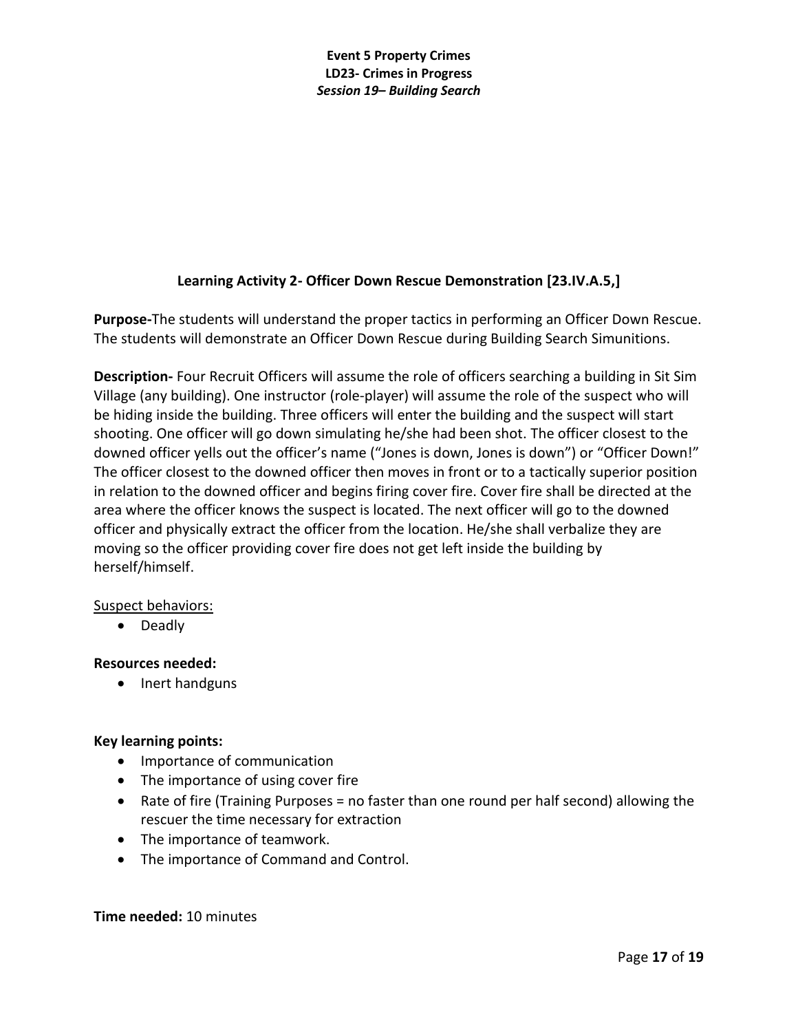**Event 5 Property Crimes**
**LD23- Crimes in Progress**
***Session 19– Building Search***

## Learning Activity 2- Officer Down Rescue Demonstration [23.IV.A.5,]

**Purpose-**The students will understand the proper tactics in performing an Officer Down Rescue. The students will demonstrate an Officer Down Rescue during Building Search Simunitions.

**Description-** Four Recruit Officers will assume the role of officers searching a building in Sit Sim Village (any building). One instructor (role-player) will assume the role of the suspect who will be hiding inside the building. Three officers will enter the building and the suspect will start shooting. One officer will go down simulating he/she had been shot. The officer closest to the downed officer yells out the officer's name ("Jones is down, Jones is down") or "Officer Down!" The officer closest to the downed officer then moves in front or to a tactically superior position in relation to the downed officer and begins firing cover fire. Cover fire shall be directed at the area where the officer knows the suspect is located. The next officer will go to the downed officer and physically extract the officer from the location. He/she shall verbalize they are moving so the officer providing cover fire does not get left inside the building by herself/himself.

<u>Suspect behaviors:</u>

- Deadly

**Resources needed:**

- Inert handguns

**Key learning points:**

- Importance of communication
- The importance of using cover fire
- Rate of fire (Training Purposes = no faster than one round per half second) allowing the rescuer the time necessary for extraction
- The importance of teamwork.
- The importance of Command and Control.

**Time needed:** 10 minutes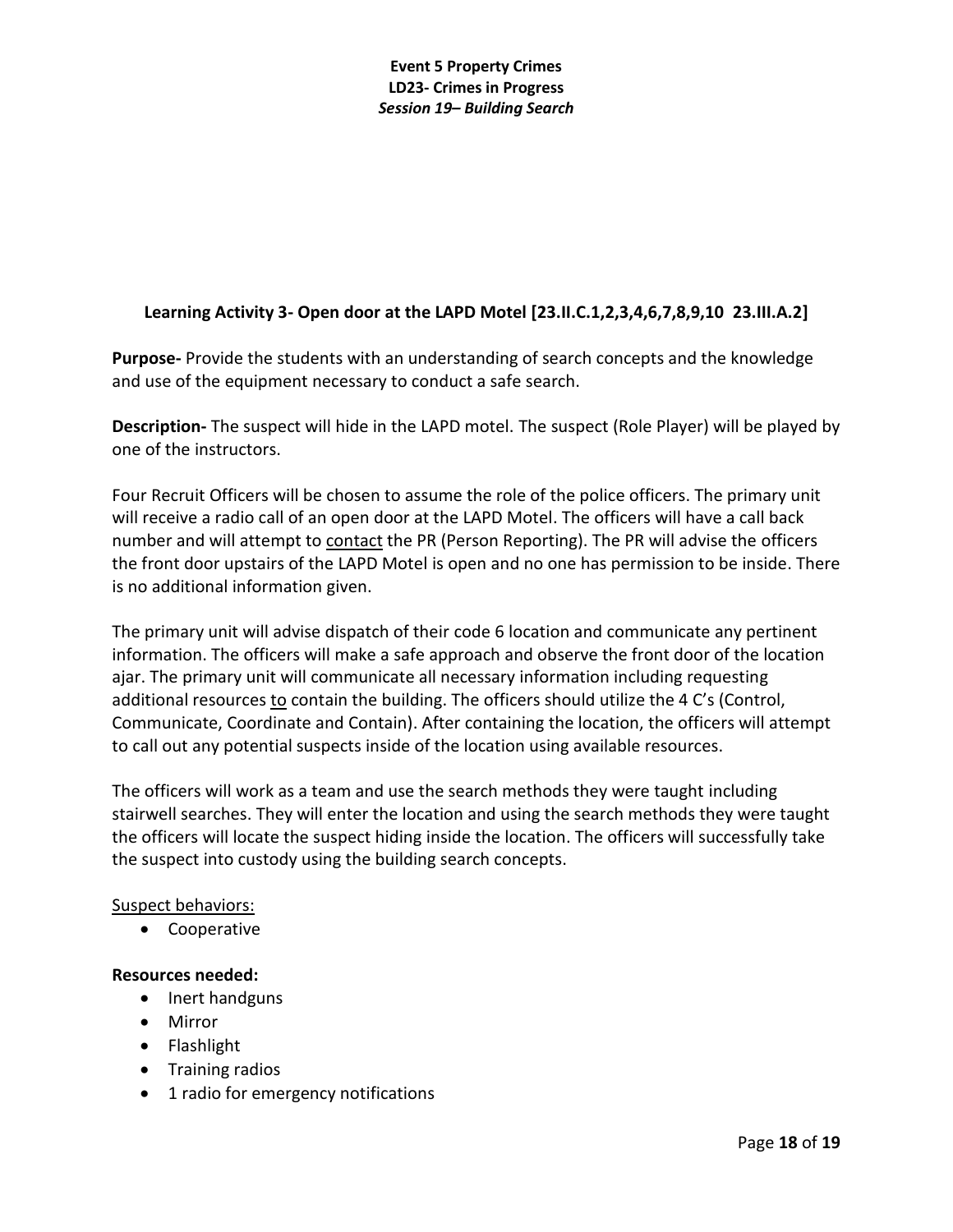**Learning Activity 3- Open door at the LAPD Motel [23.II.C.1,2,3,4,6,7,8,9,10 23.III.A.2]**

**Purpose-** Provide the students with an understanding of search concepts and the knowledge and use of the equipment necessary to conduct a safe search.

**Description-** The suspect will hide in the LAPD motel. The suspect (Role Player) will be played by one of the instructors.

Four Recruit Officers will be chosen to assume the role of the police officers. The primary unit will receive a radio call of an open door at the LAPD Motel. The officers will have a call back number and will attempt to contact the PR (Person Reporting). The PR will advise the officers the front door upstairs of the LAPD Motel is open and no one has permission to be inside. There is no additional information given.

The primary unit will advise dispatch of their code 6 location and communicate any pertinent information. The officers will make a safe approach and observe the front door of the location ajar. The primary unit will communicate all necessary information including requesting additional resources to contain the building. The officers should utilize the 4 C's (Control, Communicate, Coordinate and Contain). After containing the location, the officers will attempt to call out any potential suspects inside of the location using available resources.

The officers will work as a team and use the search methods they were taught including stairwell searches. They will enter the location and using the search methods they were taught the officers will locate the suspect hiding inside the location. The officers will successfully take the suspect into custody using the building search concepts.

Suspect behaviors:

- Cooperative

**Resources needed:**

- Inert handguns
- Mirror
- Flashlight
- Training radios
- 1 radio for emergency notifications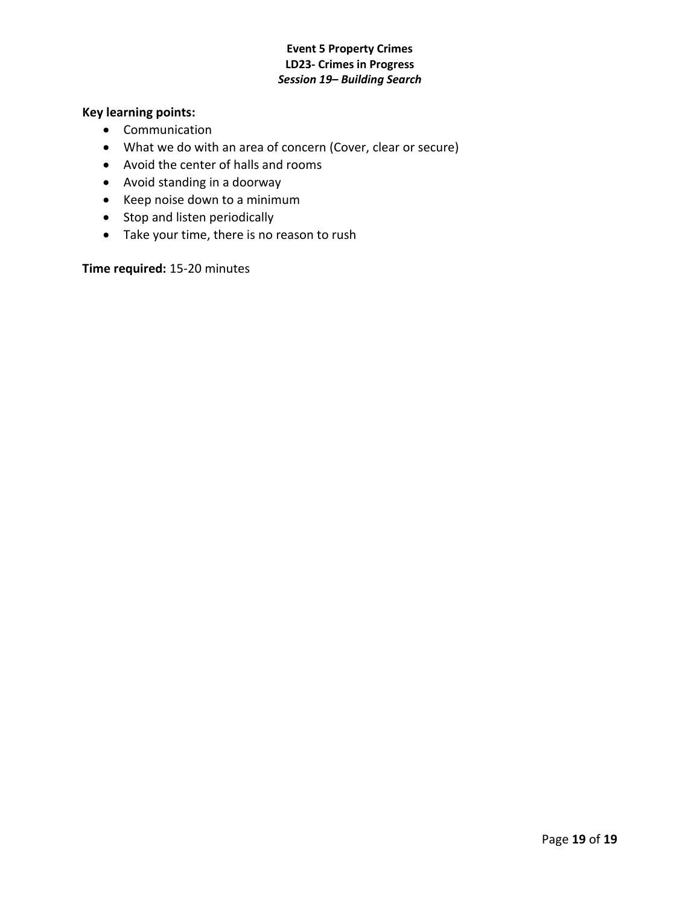**Event 5 Property Crimes**
**LD23- Crimes in Progress**
***Session 19– Building Search***

**Key learning points:**

- Communication
- What we do with an area of concern (Cover, clear or secure)
- Avoid the center of halls and rooms
- Avoid standing in a doorway
- Keep noise down to a minimum
- Stop and listen periodically
- Take your time, there is no reason to rush

**Time required:** 15-20 minutes